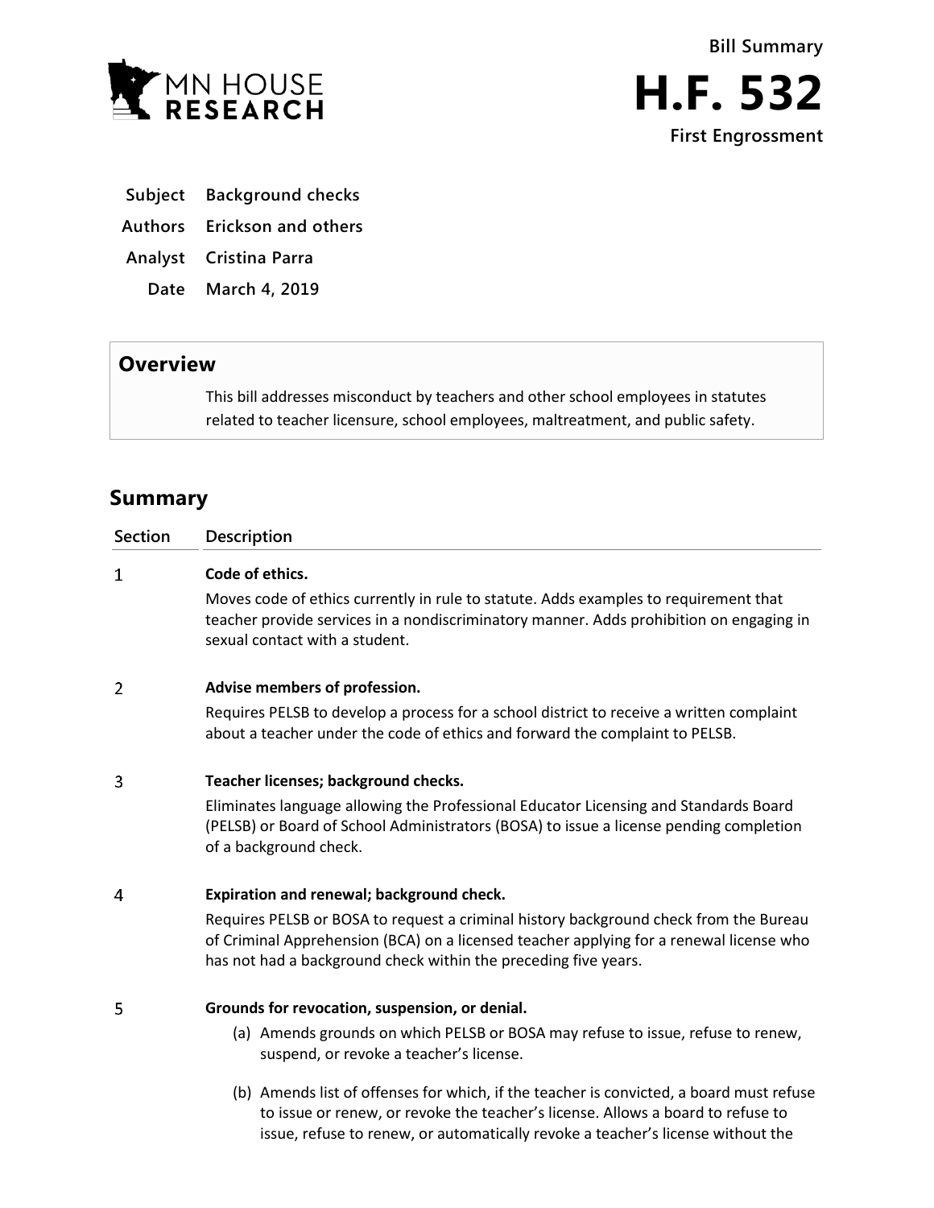**Bill Summary**

# H.F. 532

**First Engrossment**

| | |
|---|---|
| **Subject** | **Background checks** |
| **Authors** | **Erickson and others** |
| **Analyst** | **Cristina Parra** |
| **Date** | **March 4, 2019** |

## Overview

This bill addresses misconduct by teachers and other school employees in statutes related to teacher licensure, school employees, maltreatment, and public safety.

## Summary

| Section | Description |
|---|---|
| 1 | **Code of ethics.**<br>Moves code of ethics currently in rule to statute. Adds examples to requirement that teacher provide services in a nondiscriminatory manner. Adds prohibition on engaging in sexual contact with a student. |
| 2 | **Advise members of profession.**<br>Requires PELSB to develop a process for a school district to receive a written complaint about a teacher under the code of ethics and forward the complaint to PELSB. |
| 3 | **Teacher licenses; background checks.**<br>Eliminates language allowing the Professional Educator Licensing and Standards Board (PELSB) or Board of School Administrators (BOSA) to issue a license pending completion of a background check. |
| 4 | **Expiration and renewal; background check.**<br>Requires PELSB or BOSA to request a criminal history background check from the Bureau of Criminal Apprehension (BCA) on a licensed teacher applying for a renewal license who has not had a background check within the preceding five years. |
| 5 | **Grounds for revocation, suspension, or denial.**<br>(a) Amends grounds on which PELSB or BOSA may refuse to issue, refuse to renew, suspend, or revoke a teacher's license.<br>(b) Amends list of offenses for which, if the teacher is convicted, a board must refuse to issue or renew, or revoke the teacher's license. Allows a board to refuse to issue, refuse to renew, or automatically revoke a teacher's license without the |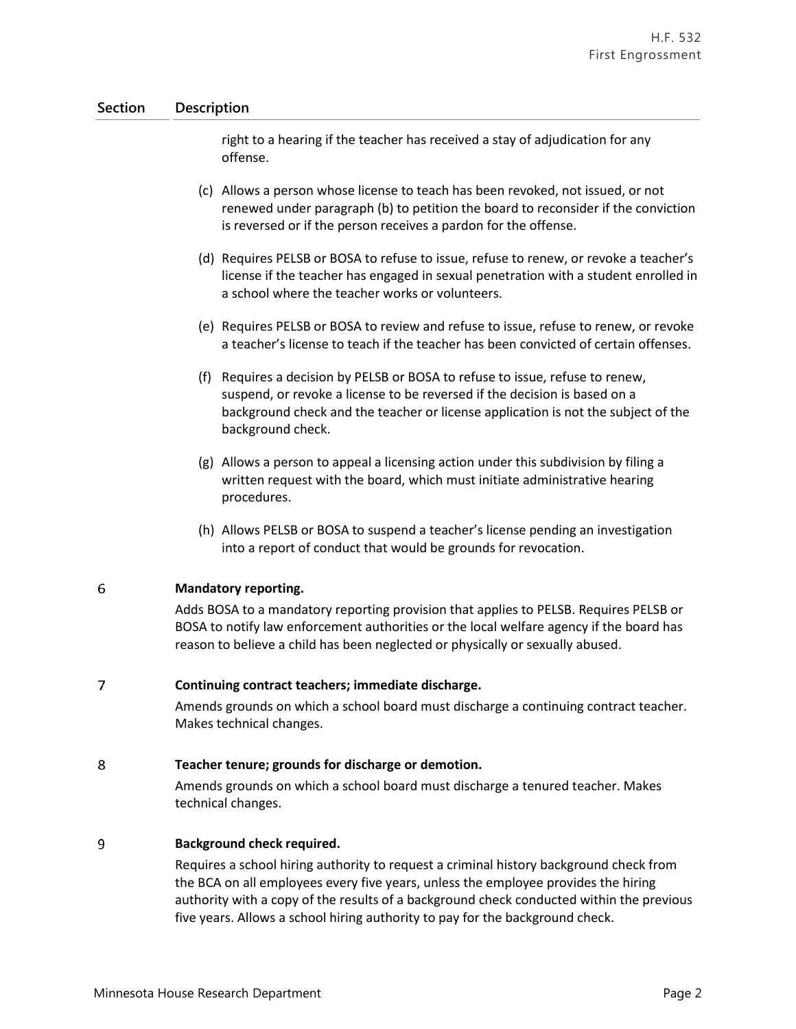| Section | Description |
|---|---|
| | right to a hearing if the teacher has received a stay of adjudication for any offense.<br><br>(c) Allows a person whose license to teach has been revoked, not issued, or not renewed under paragraph (b) to petition the board to reconsider if the conviction is reversed or if the person receives a pardon for the offense.<br><br>(d) Requires PELSB or BOSA to refuse to issue, refuse to renew, or revoke a teacher's license if the teacher has engaged in sexual penetration with a student enrolled in a school where the teacher works or volunteers.<br><br>(e) Requires PELSB or BOSA to review and refuse to issue, refuse to renew, or revoke a teacher's license to teach if the teacher has been convicted of certain offenses.<br><br>(f) Requires a decision by PELSB or BOSA to refuse to issue, refuse to renew, suspend, or revoke a license to be reversed if the decision is based on a background check and the teacher or license application is not the subject of the background check.<br><br>(g) Allows a person to appeal a licensing action under this subdivision by filing a written request with the board, which must initiate administrative hearing procedures.<br><br>(h) Allows PELSB or BOSA to suspend a teacher's license pending an investigation into a report of conduct that would be grounds for revocation. |
| 6 | **Mandatory reporting.**<br>Adds BOSA to a mandatory reporting provision that applies to PELSB. Requires PELSB or BOSA to notify law enforcement authorities or the local welfare agency if the board has reason to believe a child has been neglected or physically or sexually abused. |
| 7 | **Continuing contract teachers; immediate discharge.**<br>Amends grounds on which a school board must discharge a continuing contract teacher. Makes technical changes. |
| 8 | **Teacher tenure; grounds for discharge or demotion.**<br>Amends grounds on which a school board must discharge a tenured teacher. Makes technical changes. |
| 9 | **Background check required.**<br>Requires a school hiring authority to request a criminal history background check from the BCA on all employees every five years, unless the employee provides the hiring authority with a copy of the results of a background check conducted within the previous five years. Allows a school hiring authority to pay for the background check. |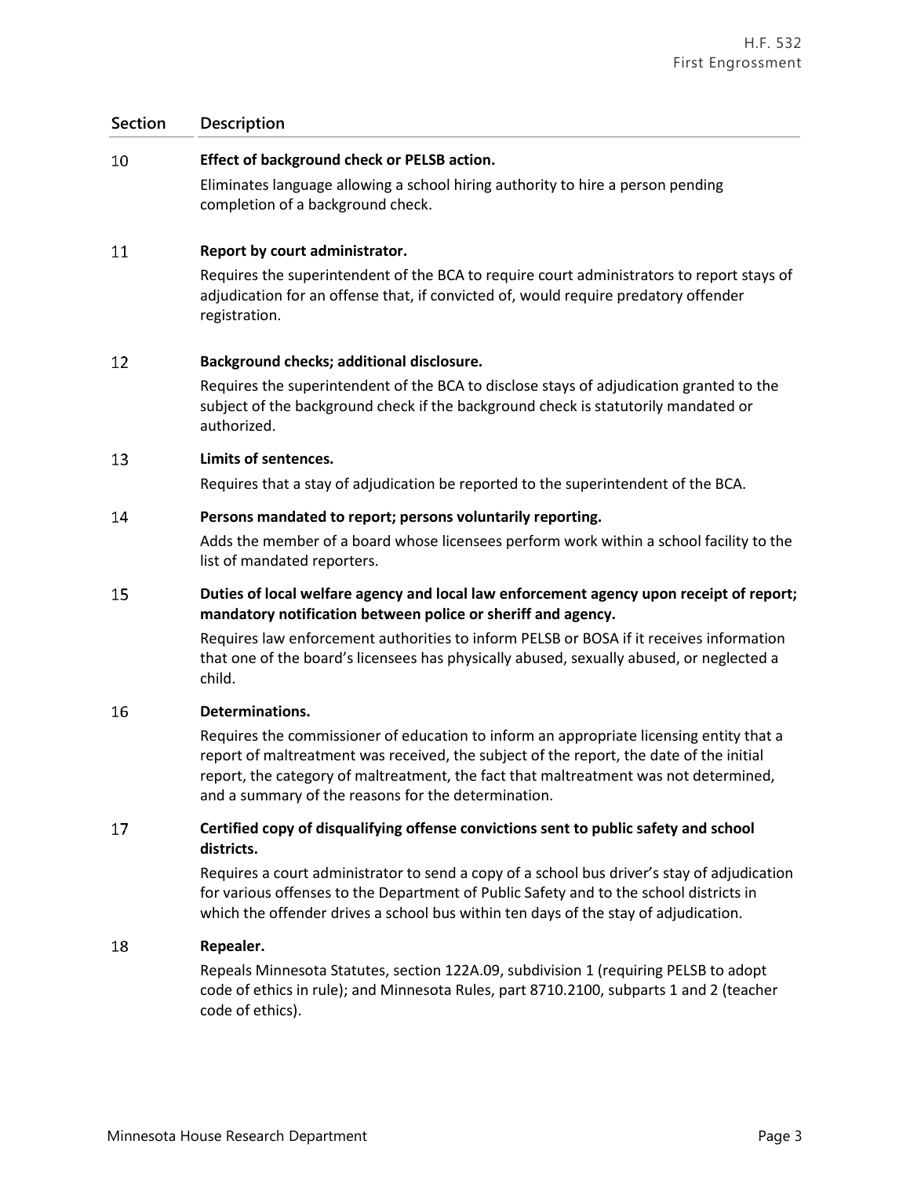| Section | Description |
|---|---|
| 10 | **Effect of background check or PELSB action.**<br>Eliminates language allowing a school hiring authority to hire a person pending completion of a background check. |
| 11 | **Report by court administrator.**<br>Requires the superintendent of the BCA to require court administrators to report stays of adjudication for an offense that, if convicted of, would require predatory offender registration. |
| 12 | **Background checks; additional disclosure.**<br>Requires the superintendent of the BCA to disclose stays of adjudication granted to the subject of the background check if the background check is statutorily mandated or authorized. |
| 13 | **Limits of sentences.**<br>Requires that a stay of adjudication be reported to the superintendent of the BCA. |
| 14 | **Persons mandated to report; persons voluntarily reporting.**<br>Adds the member of a board whose licensees perform work within a school facility to the list of mandated reporters. |
| 15 | **Duties of local welfare agency and local law enforcement agency upon receipt of report; mandatory notification between police or sheriff and agency.**<br>Requires law enforcement authorities to inform PELSB or BOSA if it receives information that one of the board's licensees has physically abused, sexually abused, or neglected a child. |
| 16 | **Determinations.**<br>Requires the commissioner of education to inform an appropriate licensing entity that a report of maltreatment was received, the subject of the report, the date of the initial report, the category of maltreatment, the fact that maltreatment was not determined, and a summary of the reasons for the determination. |
| 17 | **Certified copy of disqualifying offense convictions sent to public safety and school districts.**<br>Requires a court administrator to send a copy of a school bus driver's stay of adjudication for various offenses to the Department of Public Safety and to the school districts in which the offender drives a school bus within ten days of the stay of adjudication. |
| 18 | **Repealer.**<br>Repeals Minnesota Statutes, section 122A.09, subdivision 1 (requiring PELSB to adopt code of ethics in rule); and Minnesota Rules, part 8710.2100, subparts 1 and 2 (teacher code of ethics). |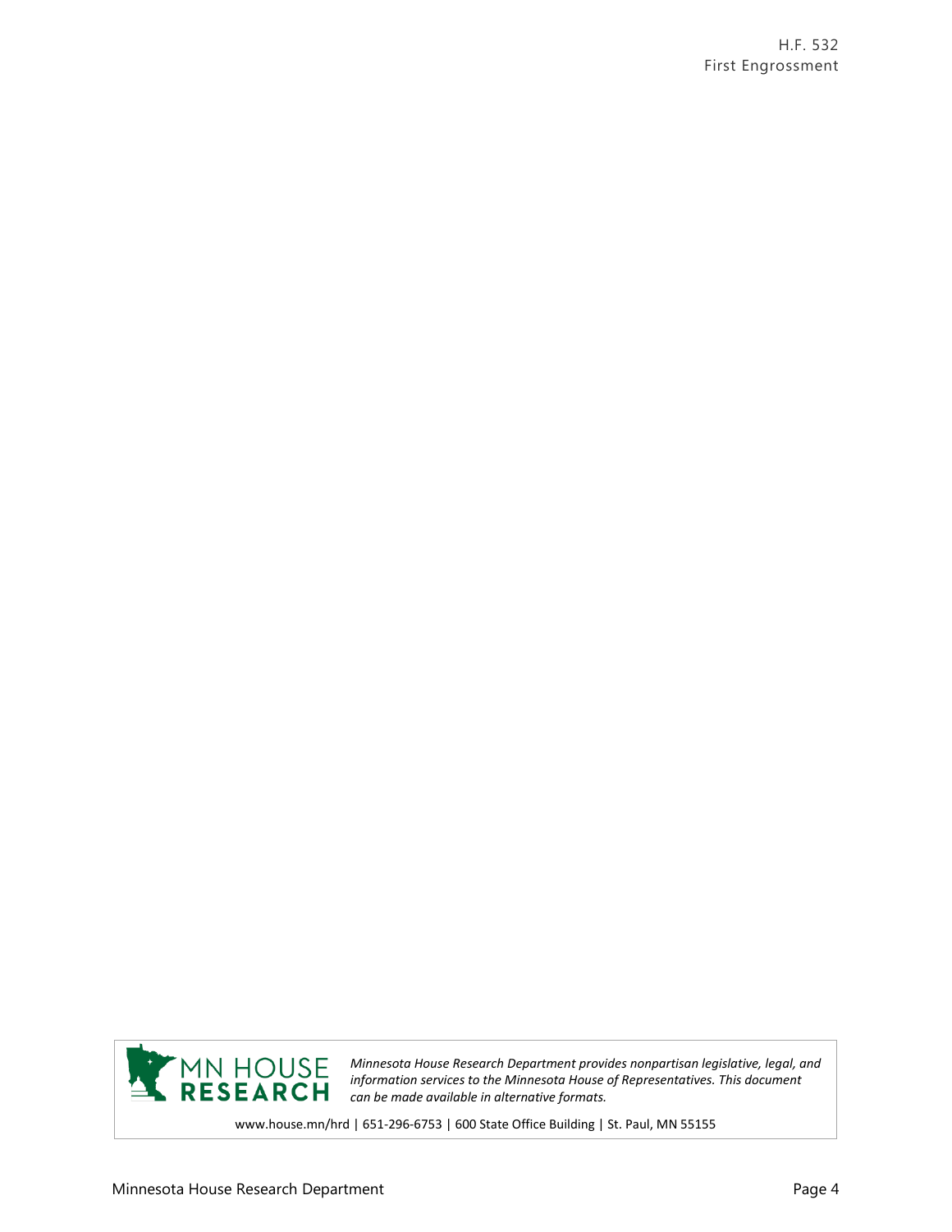MN HOUSE RESEARCH

*Minnesota House Research Department provides nonpartisan legislative, legal, and information services to the Minnesota House of Representatives. This document can be made available in alternative formats.*

www.house.mn/hrd | 651-296-6753 | 600 State Office Building | St. Paul, MN 55155